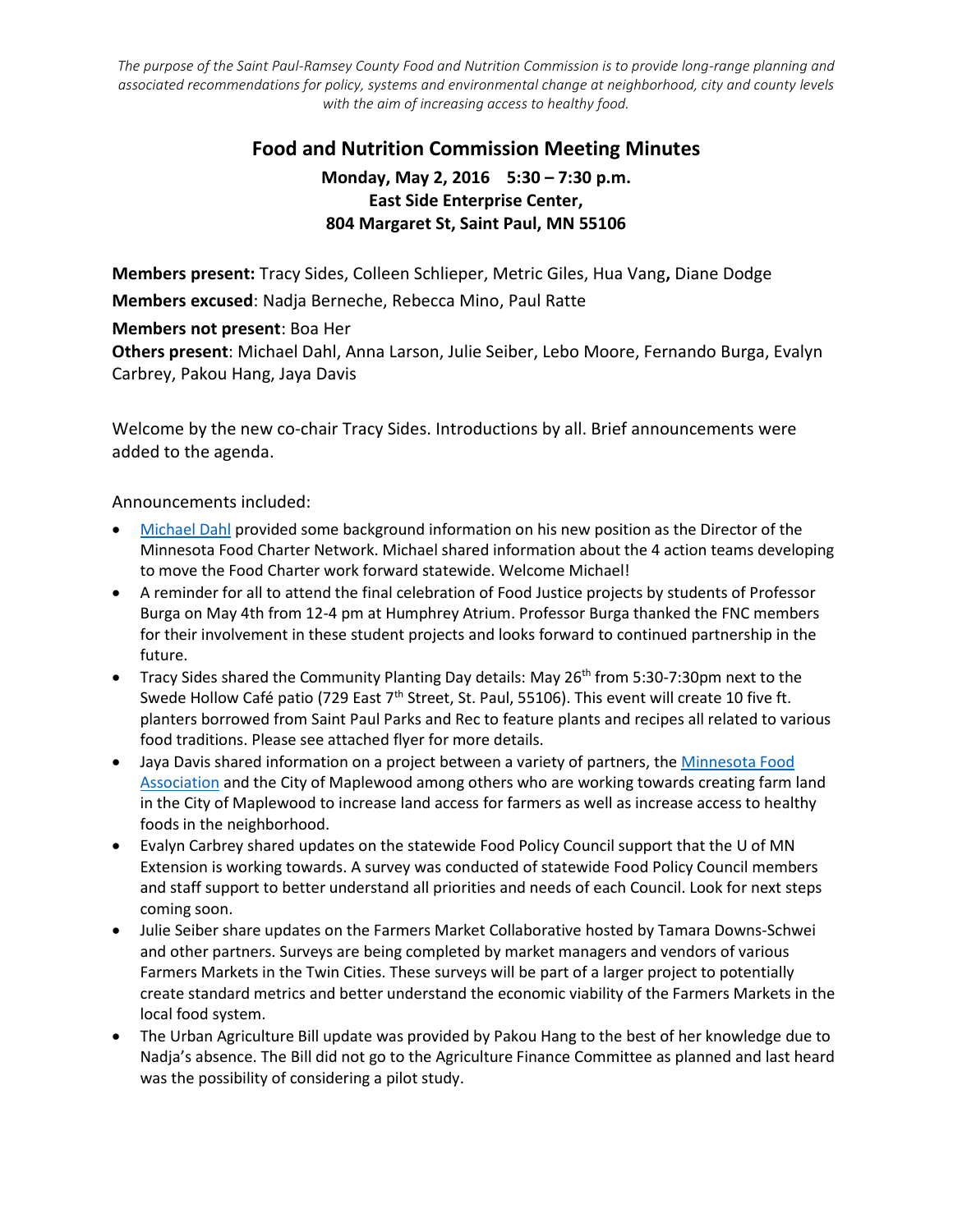*The purpose of the Saint Paul-Ramsey County Food and Nutrition Commission is to provide long-range planning and associated recommendations for policy, systems and environmental change at neighborhood, city and county levels with the aim of increasing access to healthy food.*

# Food and Nutrition Commission Meeting Minutes

**Monday, May 2, 2016 5:30 – 7:30 p.m.**
**East Side Enterprise Center,**
**804 Margaret St, Saint Paul, MN 55106**

**Members present:** Tracy Sides, Colleen Schlieper, Metric Giles, Hua Vang**,** Diane Dodge

**Members excused**: Nadja Berneche, Rebecca Mino, Paul Ratte

**Members not present**: Boa Her

**Others present**: Michael Dahl, Anna Larson, Julie Seiber, Lebo Moore, Fernando Burga, Evalyn Carbrey, Pakou Hang, Jaya Davis

Welcome by the new co-chair Tracy Sides. Introductions by all. Brief announcements were added to the agenda.

Announcements included:

- Michael Dahl provided some background information on his new position as the Director of the Minnesota Food Charter Network. Michael shared information about the 4 action teams developing to move the Food Charter work forward statewide. Welcome Michael!
- A reminder for all to attend the final celebration of Food Justice projects by students of Professor Burga on May 4th from 12-4 pm at Humphrey Atrium. Professor Burga thanked the FNC members for their involvement in these student projects and looks forward to continued partnership in the future.
- Tracy Sides shared the Community Planting Day details: May 26th from 5:30-7:30pm next to the Swede Hollow Café patio (729 East 7th Street, St. Paul, 55106). This event will create 10 five ft. planters borrowed from Saint Paul Parks and Rec to feature plants and recipes all related to various food traditions. Please see attached flyer for more details.
- Jaya Davis shared information on a project between a variety of partners, the Minnesota Food Association and the City of Maplewood among others who are working towards creating farm land in the City of Maplewood to increase land access for farmers as well as increase access to healthy foods in the neighborhood.
- Evalyn Carbrey shared updates on the statewide Food Policy Council support that the U of MN Extension is working towards. A survey was conducted of statewide Food Policy Council members and staff support to better understand all priorities and needs of each Council. Look for next steps coming soon.
- Julie Seiber share updates on the Farmers Market Collaborative hosted by Tamara Downs-Schwei and other partners. Surveys are being completed by market managers and vendors of various Farmers Markets in the Twin Cities. These surveys will be part of a larger project to potentially create standard metrics and better understand the economic viability of the Farmers Markets in the local food system.
- The Urban Agriculture Bill update was provided by Pakou Hang to the best of her knowledge due to Nadja's absence. The Bill did not go to the Agriculture Finance Committee as planned and last heard was the possibility of considering a pilot study.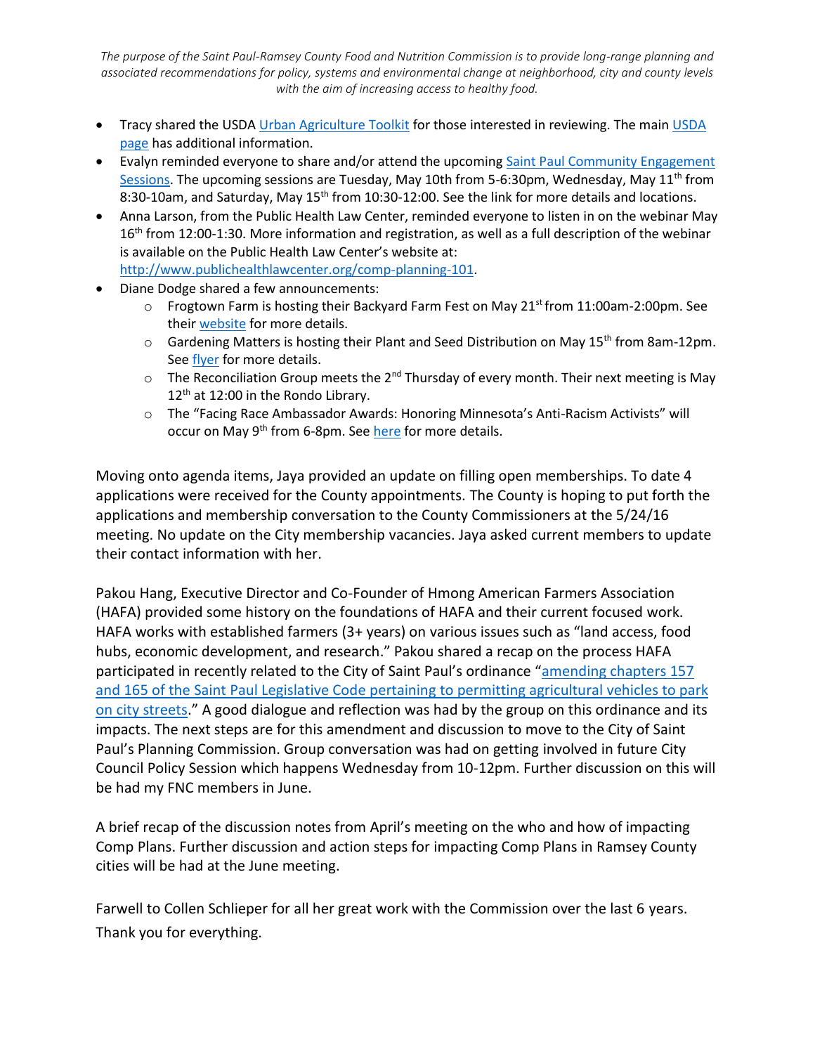*The purpose of the Saint Paul-Ramsey County Food and Nutrition Commission is to provide long-range planning and associated recommendations for policy, systems and environmental change at neighborhood, city and county levels with the aim of increasing access to healthy food.*

- Tracy shared the USDA Urban Agriculture Toolkit for those interested in reviewing. The main USDA page has additional information.
- Evalyn reminded everyone to share and/or attend the upcoming Saint Paul Community Engagement Sessions. The upcoming sessions are Tuesday, May 10th from 5-6:30pm, Wednesday, May 11th from 8:30-10am, and Saturday, May 15th from 10:30-12:00. See the link for more details and locations.
- Anna Larson, from the Public Health Law Center, reminded everyone to listen in on the webinar May 16th from 12:00-1:30. More information and registration, as well as a full description of the webinar is available on the Public Health Law Center's website at: http://www.publichealthlawcenter.org/comp-planning-101.
- Diane Dodge shared a few announcements:
  - Frogtown Farm is hosting their Backyard Farm Fest on May 21st from 11:00am-2:00pm. See their website for more details.
  - Gardening Matters is hosting their Plant and Seed Distribution on May 15th from 8am-12pm. See flyer for more details.
  - The Reconciliation Group meets the 2nd Thursday of every month. Their next meeting is May 12th at 12:00 in the Rondo Library.
  - The "Facing Race Ambassador Awards: Honoring Minnesota's Anti-Racism Activists" will occur on May 9th from 6-8pm. See here for more details.

Moving onto agenda items, Jaya provided an update on filling open memberships. To date 4 applications were received for the County appointments. The County is hoping to put forth the applications and membership conversation to the County Commissioners at the 5/24/16 meeting. No update on the City membership vacancies. Jaya asked current members to update their contact information with her.

Pakou Hang, Executive Director and Co-Founder of Hmong American Farmers Association (HAFA) provided some history on the foundations of HAFA and their current focused work. HAFA works with established farmers (3+ years) on various issues such as "land access, food hubs, economic development, and research." Pakou shared a recap on the process HAFA participated in recently related to the City of Saint Paul's ordinance "amending chapters 157 and 165 of the Saint Paul Legislative Code pertaining to permitting agricultural vehicles to park on city streets." A good dialogue and reflection was had by the group on this ordinance and its impacts. The next steps are for this amendment and discussion to move to the City of Saint Paul's Planning Commission. Group conversation was had on getting involved in future City Council Policy Session which happens Wednesday from 10-12pm. Further discussion on this will be had my FNC members in June.

A brief recap of the discussion notes from April's meeting on the who and how of impacting Comp Plans. Further discussion and action steps for impacting Comp Plans in Ramsey County cities will be had at the June meeting.

Farwell to Collen Schlieper for all her great work with the Commission over the last 6 years. Thank you for everything.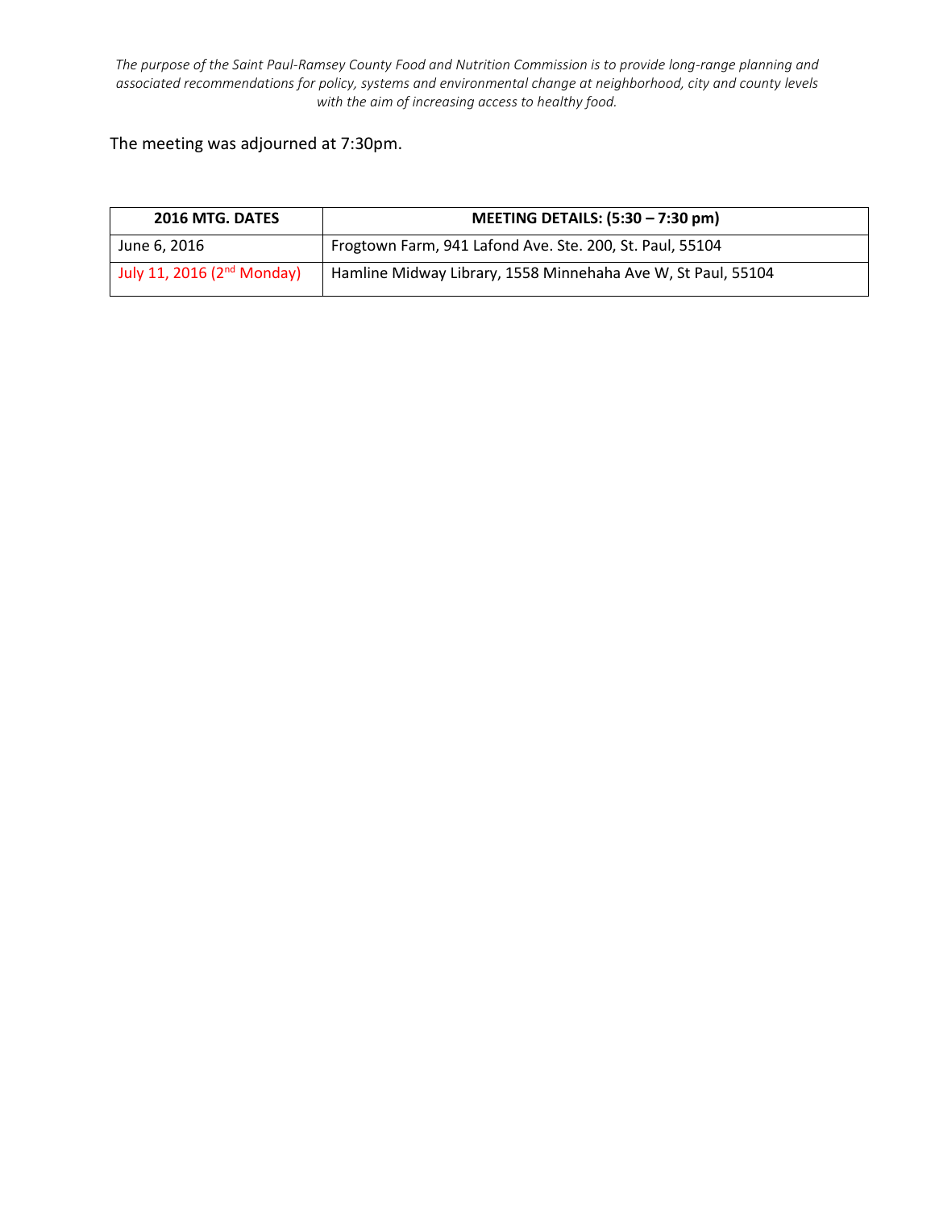*The purpose of the Saint Paul-Ramsey County Food and Nutrition Commission is to provide long-range planning and associated recommendations for policy, systems and environmental change at neighborhood, city and county levels with the aim of increasing access to healthy food.*

The meeting was adjourned at 7:30pm.

| 2016 MTG. DATES | MEETING DETAILS: (5:30 – 7:30 pm) |
|---|---|
| June 6, 2016 | Frogtown Farm, 941 Lafond Ave. Ste. 200, St. Paul, 55104 |
| July 11, 2016 (2nd Monday) | Hamline Midway Library, 1558 Minnehaha Ave W, St Paul, 55104 |